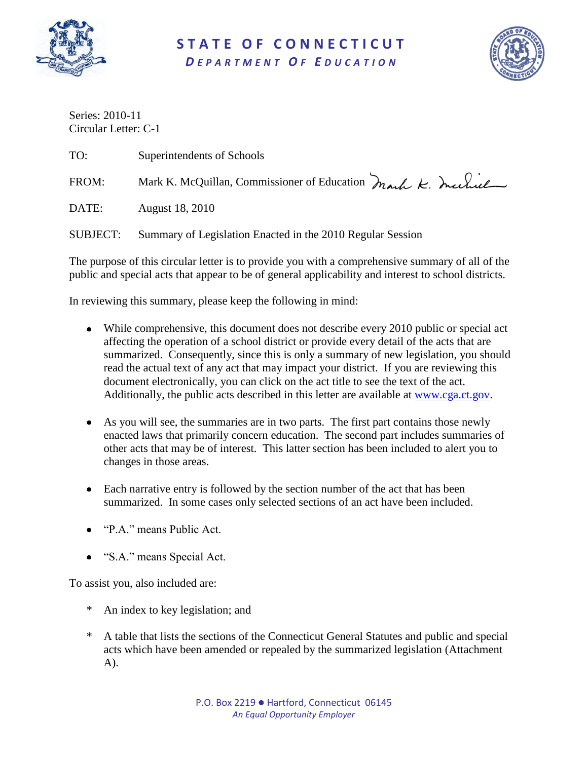# STATE OF CONNECTICUT
## *DEPARTMENT OF EDUCATION*

Series: 2010-11
Circular Letter: C-1

TO: Superintendents of Schools

FROM: Mark K. McQuillan, Commissioner of Education

DATE: August 18, 2010

SUBJECT: Summary of Legislation Enacted in the 2010 Regular Session

The purpose of this circular letter is to provide you with a comprehensive summary of all of the public and special acts that appear to be of general applicability and interest to school districts.

In reviewing this summary, please keep the following in mind:

- While comprehensive, this document does not describe every 2010 public or special act affecting the operation of a school district or provide every detail of the acts that are summarized. Consequently, since this is only a summary of new legislation, you should read the actual text of any act that may impact your district. If you are reviewing this document electronically, you can click on the act title to see the text of the act. Additionally, the public acts described in this letter are available at www.cga.ct.gov.
- As you will see, the summaries are in two parts. The first part contains those newly enacted laws that primarily concern education. The second part includes summaries of other acts that may be of interest. This latter section has been included to alert you to changes in those areas.
- Each narrative entry is followed by the section number of the act that has been summarized. In some cases only selected sections of an act have been included.
- "P.A." means Public Act.
- "S.A." means Special Act.

To assist you, also included are:

\* An index to key legislation; and

\* A table that lists the sections of the Connecticut General Statutes and public and special acts which have been amended or repealed by the summarized legislation (Attachment A).

P.O. Box 2219 ● Hartford, Connecticut 06145
*An Equal Opportunity Employer*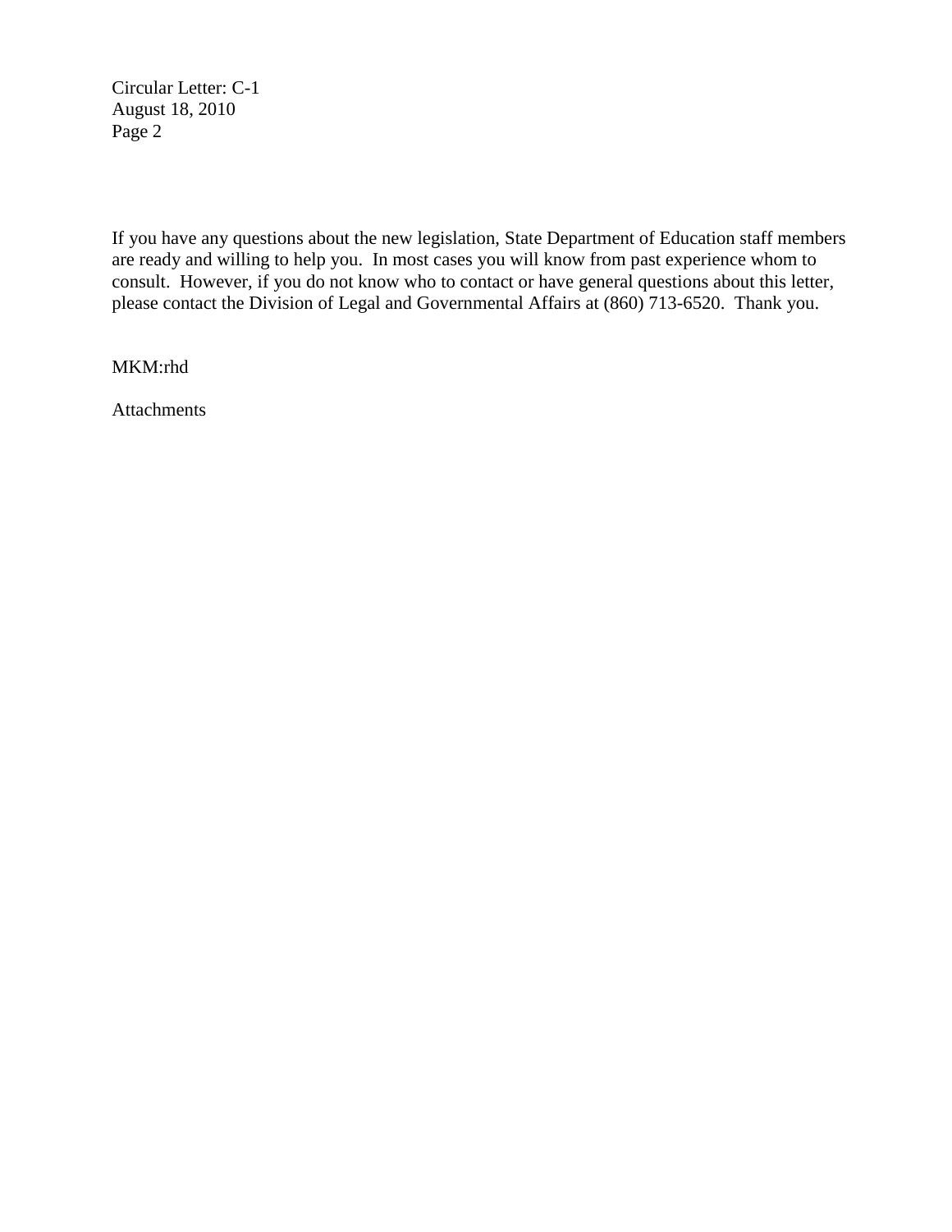If you have any questions about the new legislation, State Department of Education staff members are ready and willing to help you. In most cases you will know from past experience whom to consult. However, if you do not know who to contact or have general questions about this letter, please contact the Division of Legal and Governmental Affairs at (860) 713-6520. Thank you.

MKM:rhd

Attachments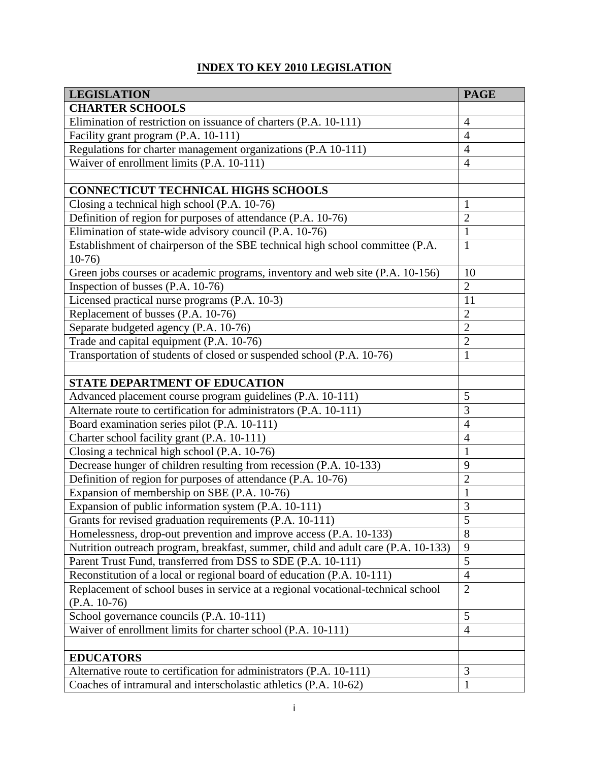# INDEX TO KEY 2010 LEGISLATION

| LEGISLATION | PAGE |
|---|---|
| **CHARTER SCHOOLS** | |
| Elimination of restriction on issuance of charters (P.A. 10-111) | 4 |
| Facility grant program (P.A. 10-111) | 4 |
| Regulations for charter management organizations (P.A 10-111) | 4 |
| Waiver of enrollment limits (P.A. 10-111) | 4 |
| | |
| **CONNECTICUT TECHNICAL HIGHS SCHOOLS** | |
| Closing a technical high school (P.A. 10-76) | 1 |
| Definition of region for purposes of attendance (P.A. 10-76) | 2 |
| Elimination of state-wide advisory council (P.A. 10-76) | 1 |
| Establishment of chairperson of the SBE technical high school committee (P.A. 10-76) | 1 |
| Green jobs courses or academic programs, inventory and web site (P.A. 10-156) | 10 |
| Inspection of busses (P.A. 10-76) | 2 |
| Licensed practical nurse programs (P.A. 10-3) | 11 |
| Replacement of busses (P.A. 10-76) | 2 |
| Separate budgeted agency (P.A. 10-76) | 2 |
| Trade and capital equipment (P.A. 10-76) | 2 |
| Transportation of students of closed or suspended school (P.A. 10-76) | 1 |
| | |
| **STATE DEPARTMENT OF EDUCATION** | |
| Advanced placement course program guidelines (P.A. 10-111) | 5 |
| Alternate route to certification for administrators (P.A. 10-111) | 3 |
| Board examination series pilot (P.A. 10-111) | 4 |
| Charter school facility grant (P.A. 10-111) | 4 |
| Closing a technical high school (P.A. 10-76) | 1 |
| Decrease hunger of children resulting from recession (P.A. 10-133) | 9 |
| Definition of region for purposes of attendance (P.A. 10-76) | 2 |
| Expansion of membership on SBE (P.A. 10-76) | 1 |
| Expansion of public information system (P.A. 10-111) | 3 |
| Grants for revised graduation requirements (P.A. 10-111) | 5 |
| Homelessness, drop-out prevention and improve access (P.A. 10-133) | 8 |
| Nutrition outreach program, breakfast, summer, child and adult care (P.A. 10-133) | 9 |
| Parent Trust Fund, transferred from DSS to SDE (P.A. 10-111) | 5 |
| Reconstitution of a local or regional board of education (P.A. 10-111) | 4 |
| Replacement of school buses in service at a regional vocational-technical school (P.A. 10-76) | 2 |
| School governance councils (P.A. 10-111) | 5 |
| Waiver of enrollment limits for charter school (P.A. 10-111) | 4 |
| | |
| **EDUCATORS** | |
| Alternative route to certification for administrators (P.A. 10-111) | 3 |
| Coaches of intramural and interscholastic athletics (P.A. 10-62) | 1 |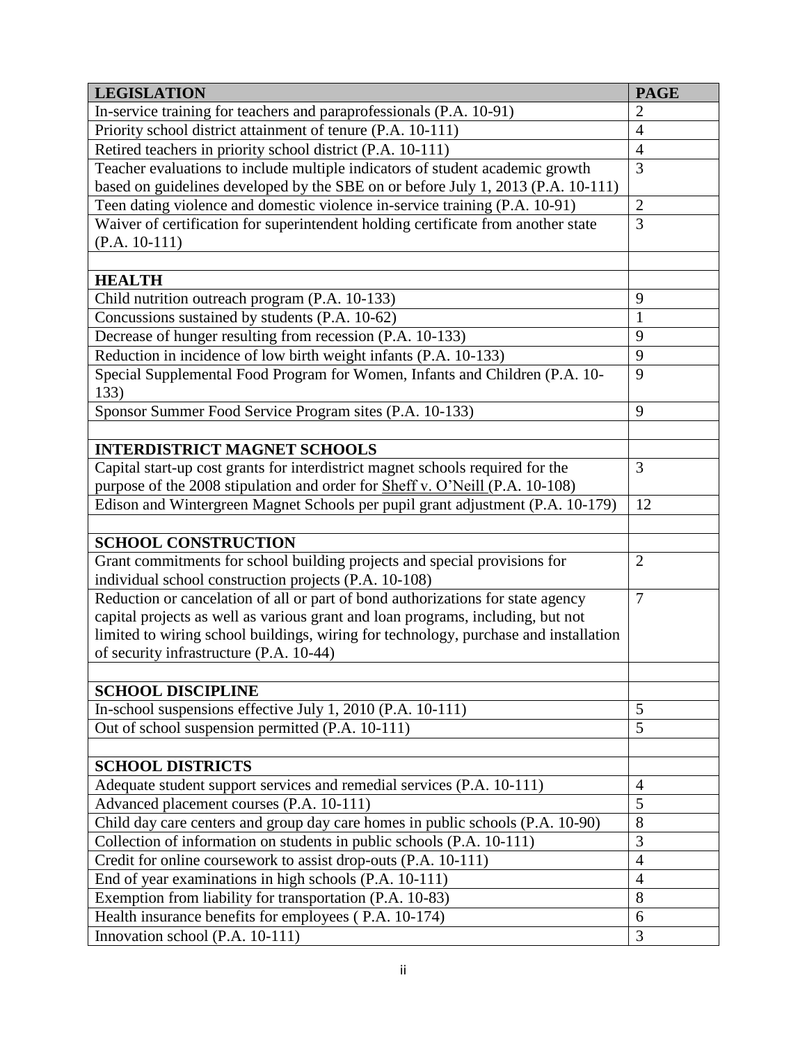| LEGISLATION | PAGE |
|---|---|
| In-service training for teachers and paraprofessionals (P.A. 10-91) | 2 |
| Priority school district attainment of tenure (P.A. 10-111) | 4 |
| Retired teachers in priority school district (P.A. 10-111) | 4 |
| Teacher evaluations to include multiple indicators of student academic growth based on guidelines developed by the SBE on or before July 1, 2013 (P.A. 10-111) | 3 |
| Teen dating violence and domestic violence in-service training (P.A. 10-91) | 2 |
| Waiver of certification for superintendent holding certificate from another state (P.A. 10-111) | 3 |
| | |
| **HEALTH** | |
| Child nutrition outreach program (P.A. 10-133) | 9 |
| Concussions sustained by students (P.A. 10-62) | 1 |
| Decrease of hunger resulting from recession (P.A. 10-133) | 9 |
| Reduction in incidence of low birth weight infants (P.A. 10-133) | 9 |
| Special Supplemental Food Program for Women, Infants and Children (P.A. 10-133) | 9 |
| Sponsor Summer Food Service Program sites (P.A. 10-133) | 9 |
| | |
| **INTERDISTRICT MAGNET SCHOOLS** | |
| Capital start-up cost grants for interdistrict magnet schools required for the purpose of the 2008 stipulation and order for Sheff v. O'Neill (P.A. 10-108) | 3 |
| Edison and Wintergreen Magnet Schools per pupil grant adjustment (P.A. 10-179) | 12 |
| | |
| **SCHOOL CONSTRUCTION** | |
| Grant commitments for school building projects and special provisions for individual school construction projects (P.A. 10-108) | 2 |
| Reduction or cancelation of all or part of bond authorizations for state agency capital projects as well as various grant and loan programs, including, but not limited to wiring school buildings, wiring for technology, purchase and installation of security infrastructure (P.A. 10-44) | 7 |
| | |
| **SCHOOL DISCIPLINE** | |
| In-school suspensions effective July 1, 2010 (P.A. 10-111) | 5 |
| Out of school suspension permitted (P.A. 10-111) | 5 |
| | |
| **SCHOOL DISTRICTS** | |
| Adequate student support services and remedial services (P.A. 10-111) | 4 |
| Advanced placement courses (P.A. 10-111) | 5 |
| Child day care centers and group day care homes in public schools (P.A. 10-90) | 8 |
| Collection of information on students in public schools (P.A. 10-111) | 3 |
| Credit for online coursework to assist drop-outs (P.A. 10-111) | 4 |
| End of year examinations in high schools (P.A. 10-111) | 4 |
| Exemption from liability for transportation (P.A. 10-83) | 8 |
| Health insurance benefits for employees ( P.A. 10-174) | 6 |
| Innovation school (P.A. 10-111) | 3 |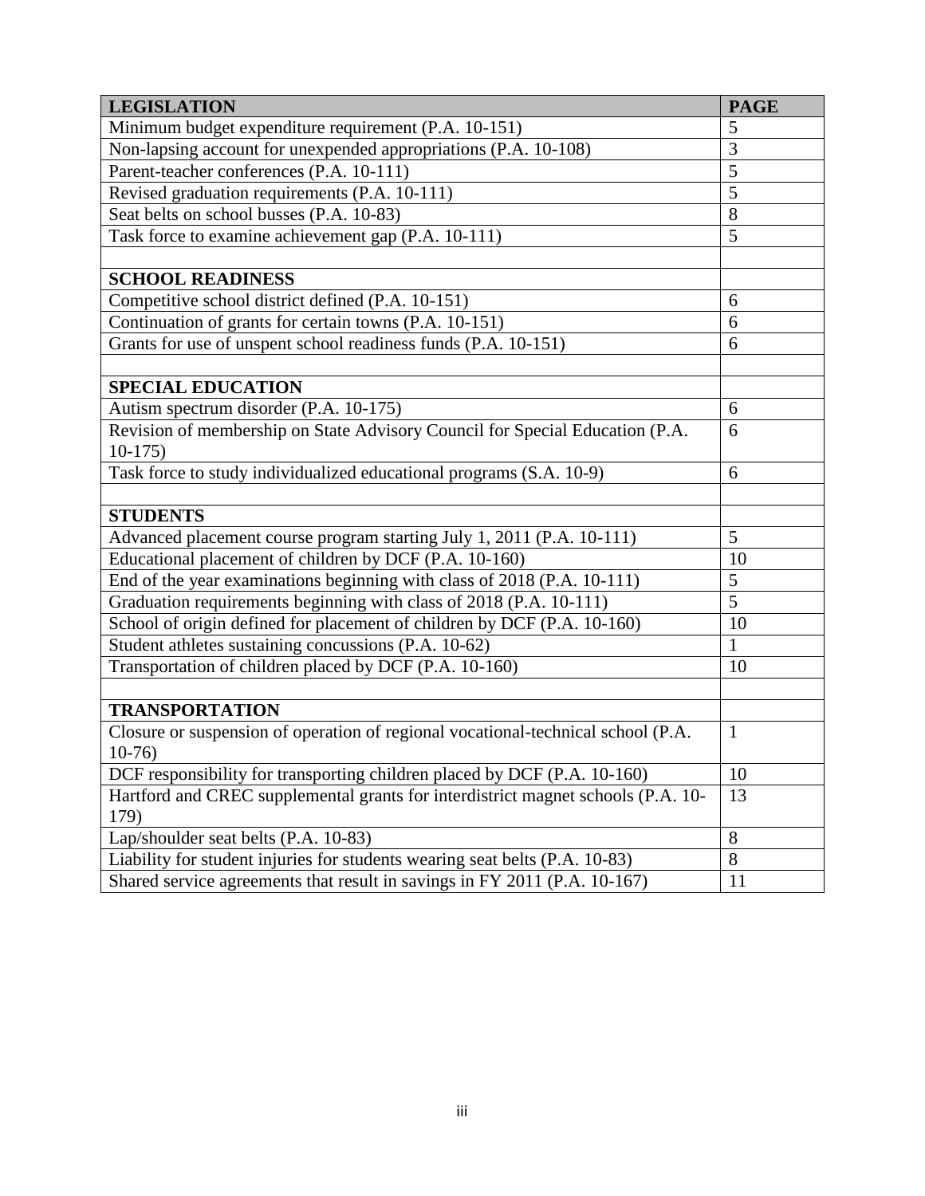| LEGISLATION | PAGE |
|---|---|
| Minimum budget expenditure requirement (P.A. 10-151) | 5 |
| Non-lapsing account for unexpended appropriations (P.A. 10-108) | 3 |
| Parent-teacher conferences (P.A. 10-111) | 5 |
| Revised graduation requirements (P.A. 10-111) | 5 |
| Seat belts on school busses (P.A. 10-83) | 8 |
| Task force to examine achievement gap (P.A. 10-111) | 5 |
| | |
| **SCHOOL READINESS** | |
| Competitive school district defined (P.A. 10-151) | 6 |
| Continuation of grants for certain towns (P.A. 10-151) | 6 |
| Grants for use of unspent school readiness funds (P.A. 10-151) | 6 |
| | |
| **SPECIAL EDUCATION** | |
| Autism spectrum disorder (P.A. 10-175) | 6 |
| Revision of membership on State Advisory Council for Special Education (P.A. 10-175) | 6 |
| Task force to study individualized educational programs (S.A. 10-9) | 6 |
| | |
| **STUDENTS** | |
| Advanced placement course program starting July 1, 2011 (P.A. 10-111) | 5 |
| Educational placement of children by DCF (P.A. 10-160) | 10 |
| End of the year examinations beginning with class of 2018 (P.A. 10-111) | 5 |
| Graduation requirements beginning with class of 2018 (P.A. 10-111) | 5 |
| School of origin defined for placement of children by DCF (P.A. 10-160) | 10 |
| Student athletes sustaining concussions (P.A. 10-62) | 1 |
| Transportation of children placed by DCF (P.A. 10-160) | 10 |
| | |
| **TRANSPORTATION** | |
| Closure or suspension of operation of regional vocational-technical school (P.A. 10-76) | 1 |
| DCF responsibility for transporting children placed by DCF (P.A. 10-160) | 10 |
| Hartford and CREC supplemental grants for interdistrict magnet schools (P.A. 10-179) | 13 |
| Lap/shoulder seat belts (P.A. 10-83) | 8 |
| Liability for student injuries for students wearing seat belts (P.A. 10-83) | 8 |
| Shared service agreements that result in savings in FY 2011 (P.A. 10-167) | 11 |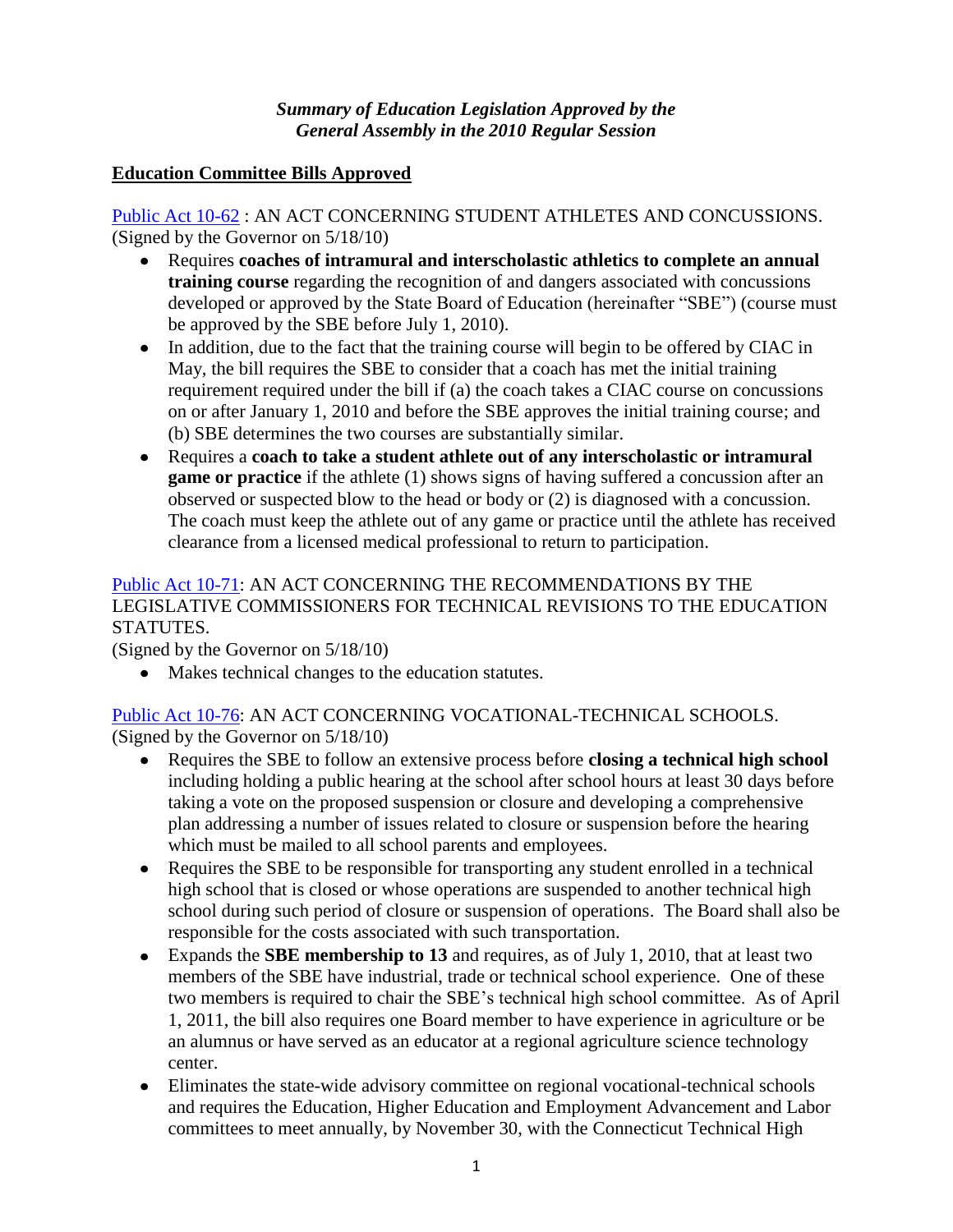***Summary of Education Legislation Approved by the General Assembly in the 2010 Regular Session***

## Education Committee Bills Approved

Public Act 10-62 : AN ACT CONCERNING STUDENT ATHLETES AND CONCUSSIONS. (Signed by the Governor on 5/18/10)

- Requires **coaches of intramural and interscholastic athletics to complete an annual training course** regarding the recognition of and dangers associated with concussions developed or approved by the State Board of Education (hereinafter "SBE") (course must be approved by the SBE before July 1, 2010).
- In addition, due to the fact that the training course will begin to be offered by CIAC in May, the bill requires the SBE to consider that a coach has met the initial training requirement required under the bill if (a) the coach takes a CIAC course on concussions on or after January 1, 2010 and before the SBE approves the initial training course; and (b) SBE determines the two courses are substantially similar.
- Requires a **coach to take a student athlete out of any interscholastic or intramural game or practice** if the athlete (1) shows signs of having suffered a concussion after an observed or suspected blow to the head or body or (2) is diagnosed with a concussion. The coach must keep the athlete out of any game or practice until the athlete has received clearance from a licensed medical professional to return to participation.

Public Act 10-71: AN ACT CONCERNING THE RECOMMENDATIONS BY THE LEGISLATIVE COMMISSIONERS FOR TECHNICAL REVISIONS TO THE EDUCATION STATUTES.
(Signed by the Governor on 5/18/10)

- Makes technical changes to the education statutes.

Public Act 10-76: AN ACT CONCERNING VOCATIONAL-TECHNICAL SCHOOLS.
(Signed by the Governor on 5/18/10)

- Requires the SBE to follow an extensive process before **closing a technical high school** including holding a public hearing at the school after school hours at least 30 days before taking a vote on the proposed suspension or closure and developing a comprehensive plan addressing a number of issues related to closure or suspension before the hearing which must be mailed to all school parents and employees.
- Requires the SBE to be responsible for transporting any student enrolled in a technical high school that is closed or whose operations are suspended to another technical high school during such period of closure or suspension of operations. The Board shall also be responsible for the costs associated with such transportation.
- Expands the **SBE membership to 13** and requires, as of July 1, 2010, that at least two members of the SBE have industrial, trade or technical school experience. One of these two members is required to chair the SBE's technical high school committee. As of April 1, 2011, the bill also requires one Board member to have experience in agriculture or be an alumnus or have served as an educator at a regional agriculture science technology center.
- Eliminates the state-wide advisory committee on regional vocational-technical schools and requires the Education, Higher Education and Employment Advancement and Labor committees to meet annually, by November 30, with the Connecticut Technical High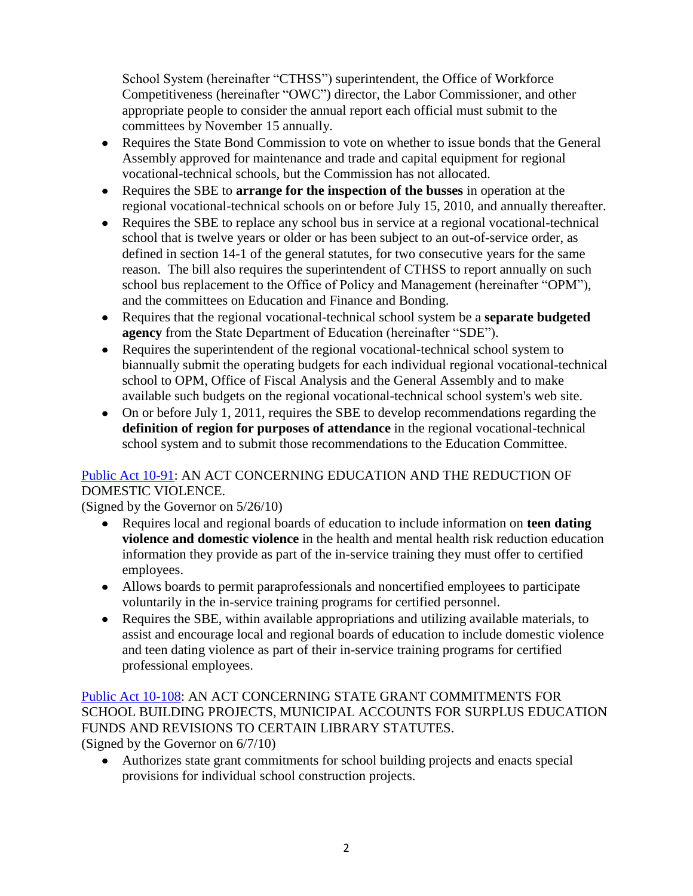School System (hereinafter "CTHSS") superintendent, the Office of Workforce Competitiveness (hereinafter "OWC") director, the Labor Commissioner, and other appropriate people to consider the annual report each official must submit to the committees by November 15 annually.

- Requires the State Bond Commission to vote on whether to issue bonds that the General Assembly approved for maintenance and trade and capital equipment for regional vocational-technical schools, but the Commission has not allocated.
- Requires the SBE to **arrange for the inspection of the busses** in operation at the regional vocational-technical schools on or before July 15, 2010, and annually thereafter.
- Requires the SBE to replace any school bus in service at a regional vocational-technical school that is twelve years or older or has been subject to an out-of-service order, as defined in section 14-1 of the general statutes, for two consecutive years for the same reason. The bill also requires the superintendent of CTHSS to report annually on such school bus replacement to the Office of Policy and Management (hereinafter "OPM"), and the committees on Education and Finance and Bonding.
- Requires that the regional vocational-technical school system be a **separate budgeted agency** from the State Department of Education (hereinafter "SDE").
- Requires the superintendent of the regional vocational-technical school system to biannually submit the operating budgets for each individual regional vocational-technical school to OPM, Office of Fiscal Analysis and the General Assembly and to make available such budgets on the regional vocational-technical school system's web site.
- On or before July 1, 2011, requires the SBE to develop recommendations regarding the **definition of region for purposes of attendance** in the regional vocational-technical school system and to submit those recommendations to the Education Committee.

Public Act 10-91: AN ACT CONCERNING EDUCATION AND THE REDUCTION OF DOMESTIC VIOLENCE.
(Signed by the Governor on 5/26/10)

- Requires local and regional boards of education to include information on **teen dating violence and domestic violence** in the health and mental health risk reduction education information they provide as part of the in-service training they must offer to certified employees.
- Allows boards to permit paraprofessionals and noncertified employees to participate voluntarily in the in-service training programs for certified personnel.
- Requires the SBE, within available appropriations and utilizing available materials, to assist and encourage local and regional boards of education to include domestic violence and teen dating violence as part of their in-service training programs for certified professional employees.

Public Act 10-108: AN ACT CONCERNING STATE GRANT COMMITMENTS FOR SCHOOL BUILDING PROJECTS, MUNICIPAL ACCOUNTS FOR SURPLUS EDUCATION FUNDS AND REVISIONS TO CERTAIN LIBRARY STATUTES.
(Signed by the Governor on 6/7/10)

- Authorizes state grant commitments for school building projects and enacts special provisions for individual school construction projects.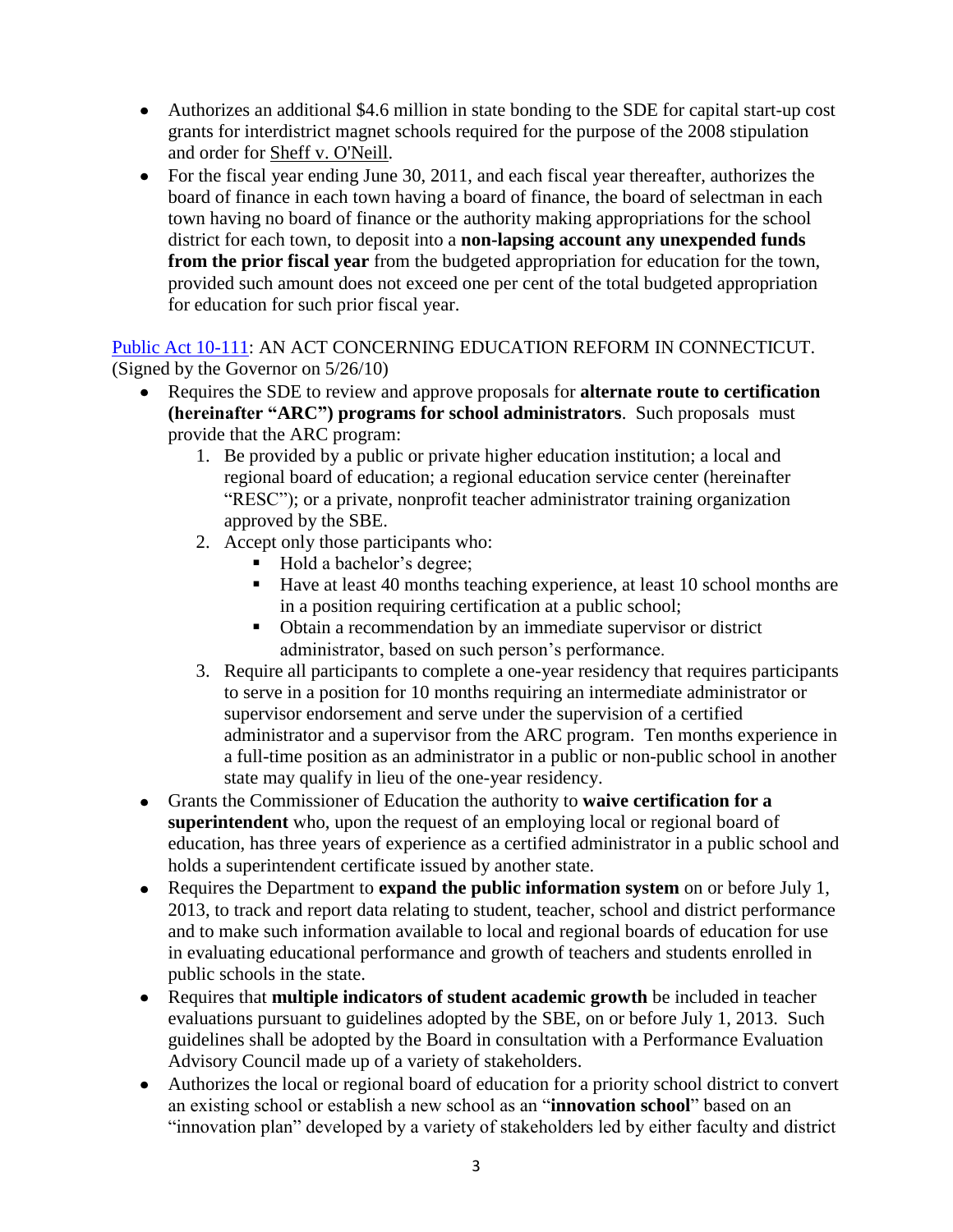- Authorizes an additional $4.6 million in state bonding to the SDE for capital start-up cost grants for interdistrict magnet schools required for the purpose of the 2008 stipulation and order for Sheff v. O'Neill.
- For the fiscal year ending June 30, 2011, and each fiscal year thereafter, authorizes the board of finance in each town having a board of finance, the board of selectman in each town having no board of finance or the authority making appropriations for the school district for each town, to deposit into a **non-lapsing account any unexpended funds from the prior fiscal year** from the budgeted appropriation for education for the town, provided such amount does not exceed one per cent of the total budgeted appropriation for education for such prior fiscal year.

Public Act 10-111: AN ACT CONCERNING EDUCATION REFORM IN CONNECTICUT. (Signed by the Governor on 5/26/10)

- Requires the SDE to review and approve proposals for **alternate route to certification (hereinafter "ARC") programs for school administrators**. Such proposals must provide that the ARC program:
  1. Be provided by a public or private higher education institution; a local and regional board of education; a regional education service center (hereinafter "RESC"); or a private, nonprofit teacher administrator training organization approved by the SBE.
  2. Accept only those participants who:
     - Hold a bachelor's degree;
     - Have at least 40 months teaching experience, at least 10 school months are in a position requiring certification at a public school;
     - Obtain a recommendation by an immediate supervisor or district administrator, based on such person's performance.
  3. Require all participants to complete a one-year residency that requires participants to serve in a position for 10 months requiring an intermediate administrator or supervisor endorsement and serve under the supervision of a certified administrator and a supervisor from the ARC program. Ten months experience in a full-time position as an administrator in a public or non-public school in another state may qualify in lieu of the one-year residency.
- Grants the Commissioner of Education the authority to **waive certification for a superintendent** who, upon the request of an employing local or regional board of education, has three years of experience as a certified administrator in a public school and holds a superintendent certificate issued by another state.
- Requires the Department to **expand the public information system** on or before July 1, 2013, to track and report data relating to student, teacher, school and district performance and to make such information available to local and regional boards of education for use in evaluating educational performance and growth of teachers and students enrolled in public schools in the state.
- Requires that **multiple indicators of student academic growth** be included in teacher evaluations pursuant to guidelines adopted by the SBE, on or before July 1, 2013. Such guidelines shall be adopted by the Board in consultation with a Performance Evaluation Advisory Council made up of a variety of stakeholders.
- Authorizes the local or regional board of education for a priority school district to convert an existing school or establish a new school as an "**innovation school**" based on an "innovation plan" developed by a variety of stakeholders led by either faculty and district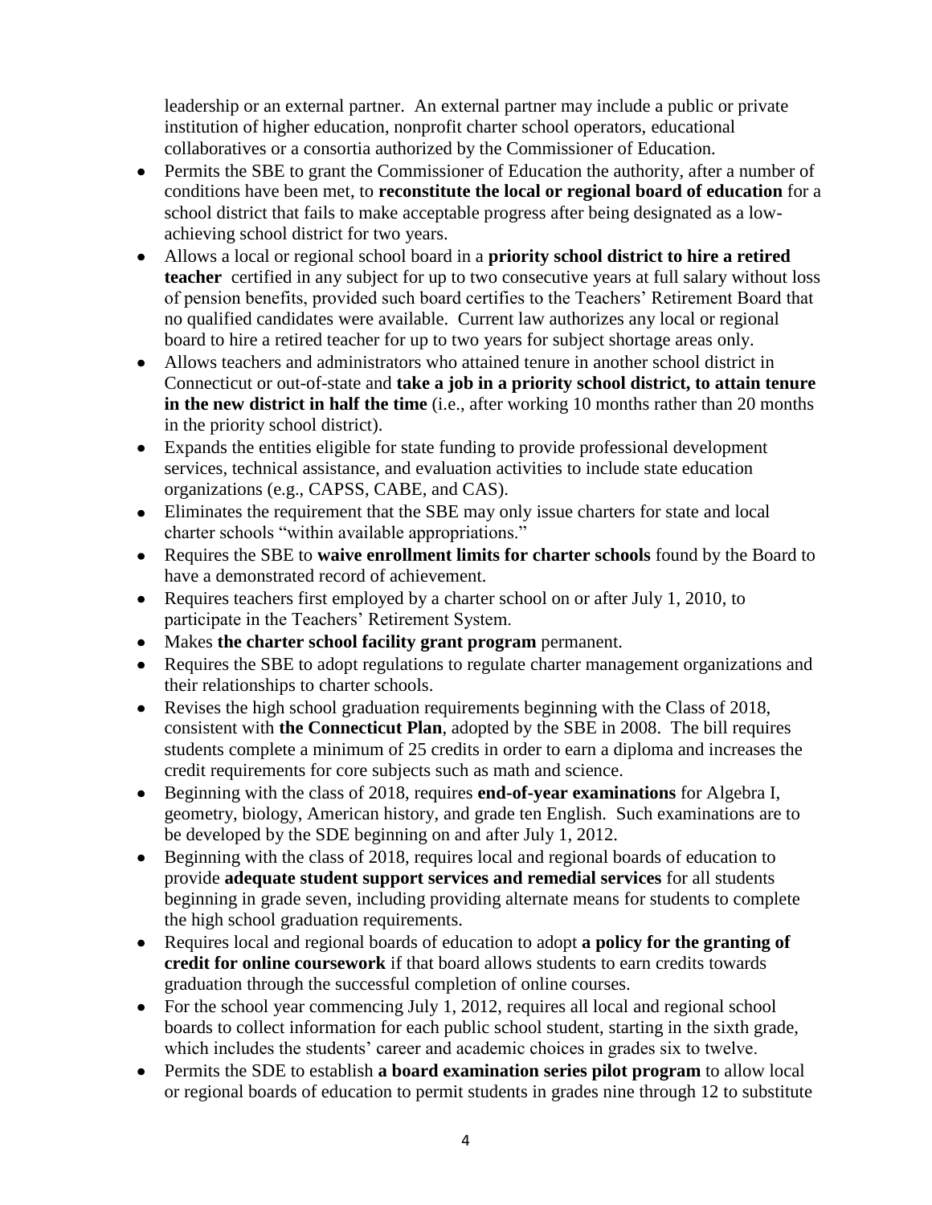leadership or an external partner. An external partner may include a public or private institution of higher education, nonprofit charter school operators, educational collaboratives or a consortia authorized by the Commissioner of Education.

- Permits the SBE to grant the Commissioner of Education the authority, after a number of conditions have been met, to **reconstitute the local or regional board of education** for a school district that fails to make acceptable progress after being designated as a low-achieving school district for two years.
- Allows a local or regional school board in a **priority school district to hire a retired teacher** certified in any subject for up to two consecutive years at full salary without loss of pension benefits, provided such board certifies to the Teachers' Retirement Board that no qualified candidates were available. Current law authorizes any local or regional board to hire a retired teacher for up to two years for subject shortage areas only.
- Allows teachers and administrators who attained tenure in another school district in Connecticut or out-of-state and **take a job in a priority school district, to attain tenure in the new district in half the time** (i.e., after working 10 months rather than 20 months in the priority school district).
- Expands the entities eligible for state funding to provide professional development services, technical assistance, and evaluation activities to include state education organizations (e.g., CAPSS, CABE, and CAS).
- Eliminates the requirement that the SBE may only issue charters for state and local charter schools "within available appropriations."
- Requires the SBE to **waive enrollment limits for charter schools** found by the Board to have a demonstrated record of achievement.
- Requires teachers first employed by a charter school on or after July 1, 2010, to participate in the Teachers' Retirement System.
- Makes **the charter school facility grant program** permanent.
- Requires the SBE to adopt regulations to regulate charter management organizations and their relationships to charter schools.
- Revises the high school graduation requirements beginning with the Class of 2018, consistent with **the Connecticut Plan**, adopted by the SBE in 2008. The bill requires students complete a minimum of 25 credits in order to earn a diploma and increases the credit requirements for core subjects such as math and science.
- Beginning with the class of 2018, requires **end-of-year examinations** for Algebra I, geometry, biology, American history, and grade ten English. Such examinations are to be developed by the SDE beginning on and after July 1, 2012.
- Beginning with the class of 2018, requires local and regional boards of education to provide **adequate student support services and remedial services** for all students beginning in grade seven, including providing alternate means for students to complete the high school graduation requirements.
- Requires local and regional boards of education to adopt **a policy for the granting of credit for online coursework** if that board allows students to earn credits towards graduation through the successful completion of online courses.
- For the school year commencing July 1, 2012, requires all local and regional school boards to collect information for each public school student, starting in the sixth grade, which includes the students' career and academic choices in grades six to twelve.
- Permits the SDE to establish **a board examination series pilot program** to allow local or regional boards of education to permit students in grades nine through 12 to substitute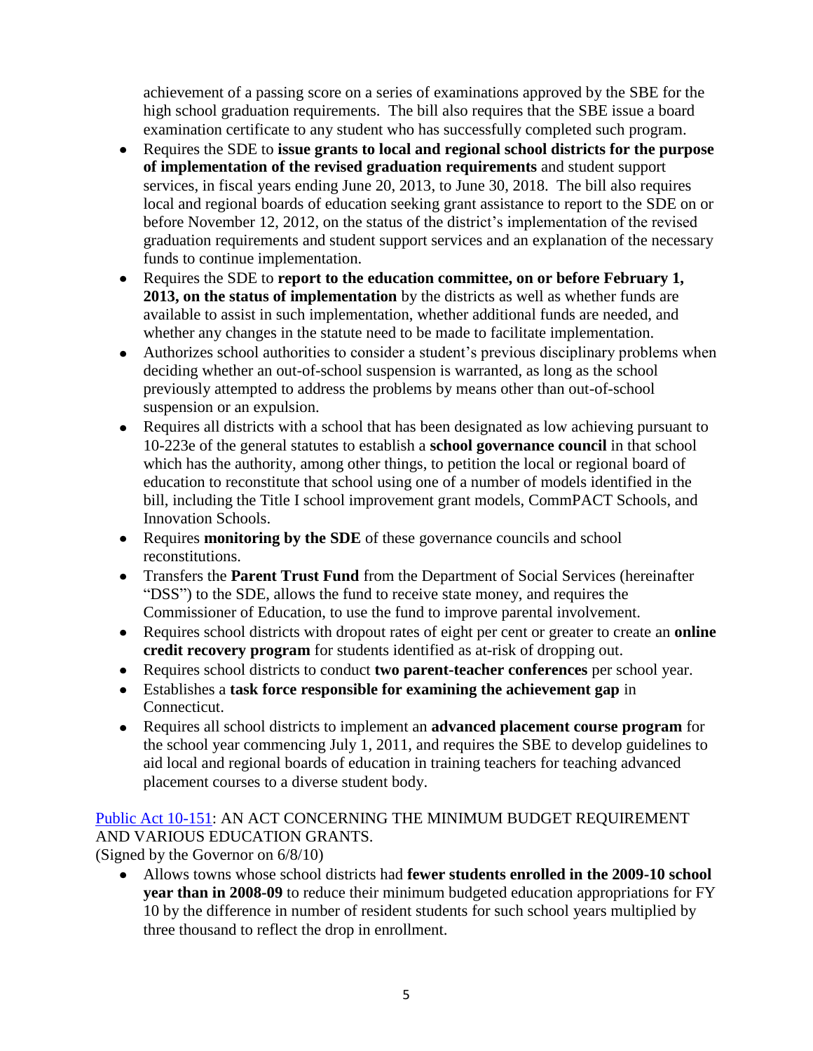achievement of a passing score on a series of examinations approved by the SBE for the high school graduation requirements. The bill also requires that the SBE issue a board examination certificate to any student who has successfully completed such program.

- Requires the SDE to **issue grants to local and regional school districts for the purpose of implementation of the revised graduation requirements** and student support services, in fiscal years ending June 20, 2013, to June 30, 2018. The bill also requires local and regional boards of education seeking grant assistance to report to the SDE on or before November 12, 2012, on the status of the district's implementation of the revised graduation requirements and student support services and an explanation of the necessary funds to continue implementation.
- Requires the SDE to **report to the education committee, on or before February 1, 2013, on the status of implementation** by the districts as well as whether funds are available to assist in such implementation, whether additional funds are needed, and whether any changes in the statute need to be made to facilitate implementation.
- Authorizes school authorities to consider a student's previous disciplinary problems when deciding whether an out-of-school suspension is warranted, as long as the school previously attempted to address the problems by means other than out-of-school suspension or an expulsion.
- Requires all districts with a school that has been designated as low achieving pursuant to 10-223e of the general statutes to establish a **school governance council** in that school which has the authority, among other things, to petition the local or regional board of education to reconstitute that school using one of a number of models identified in the bill, including the Title I school improvement grant models, CommPACT Schools, and Innovation Schools.
- Requires **monitoring by the SDE** of these governance councils and school reconstitutions.
- Transfers the **Parent Trust Fund** from the Department of Social Services (hereinafter "DSS") to the SDE, allows the fund to receive state money, and requires the Commissioner of Education, to use the fund to improve parental involvement.
- Requires school districts with dropout rates of eight per cent or greater to create an **online credit recovery program** for students identified as at-risk of dropping out.
- Requires school districts to conduct **two parent-teacher conferences** per school year.
- Establishes a **task force responsible for examining the achievement gap** in Connecticut.
- Requires all school districts to implement an **advanced placement course program** for the school year commencing July 1, 2011, and requires the SBE to develop guidelines to aid local and regional boards of education in training teachers for teaching advanced placement courses to a diverse student body.

Public Act 10-151: AN ACT CONCERNING THE MINIMUM BUDGET REQUIREMENT AND VARIOUS EDUCATION GRANTS.
(Signed by the Governor on 6/8/10)

- Allows towns whose school districts had **fewer students enrolled in the 2009-10 school year than in 2008-09** to reduce their minimum budgeted education appropriations for FY 10 by the difference in number of resident students for such school years multiplied by three thousand to reflect the drop in enrollment.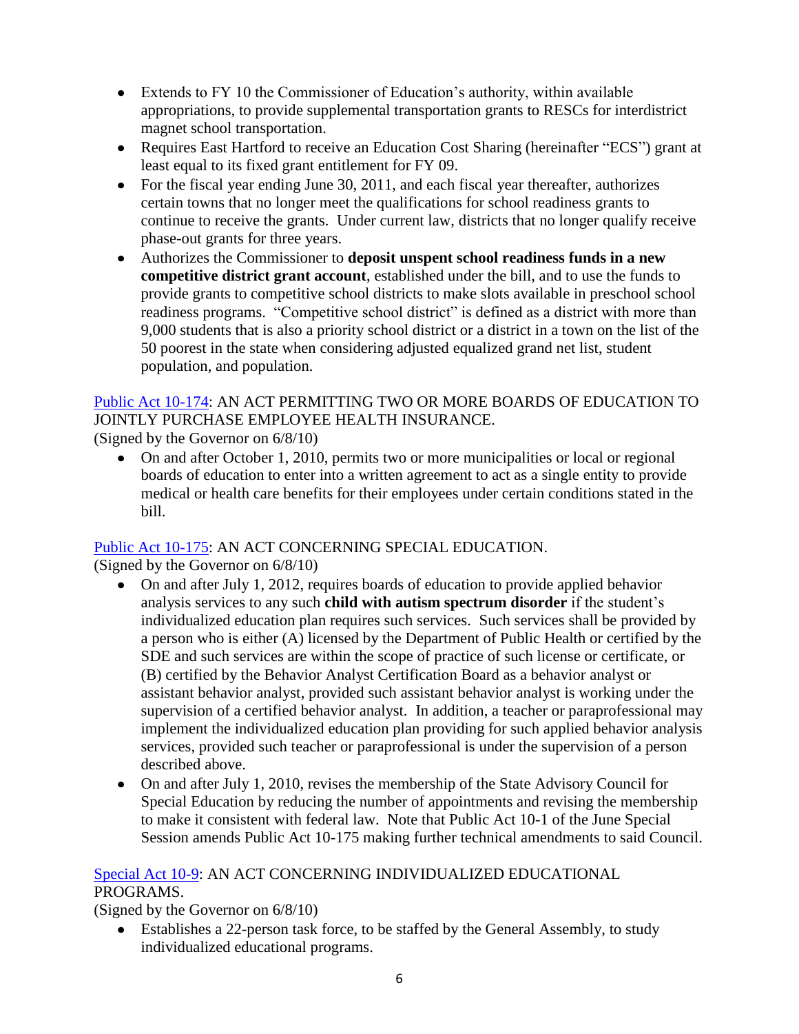- Extends to FY 10 the Commissioner of Education's authority, within available appropriations, to provide supplemental transportation grants to RESCs for interdistrict magnet school transportation.
- Requires East Hartford to receive an Education Cost Sharing (hereinafter "ECS") grant at least equal to its fixed grant entitlement for FY 09.
- For the fiscal year ending June 30, 2011, and each fiscal year thereafter, authorizes certain towns that no longer meet the qualifications for school readiness grants to continue to receive the grants. Under current law, districts that no longer qualify receive phase-out grants for three years.
- Authorizes the Commissioner to **deposit unspent school readiness funds in a new competitive district grant account**, established under the bill, and to use the funds to provide grants to competitive school districts to make slots available in preschool school readiness programs. "Competitive school district" is defined as a district with more than 9,000 students that is also a priority school district or a district in a town on the list of the 50 poorest in the state when considering adjusted equalized grand net list, student population, and population.

Public Act 10-174: AN ACT PERMITTING TWO OR MORE BOARDS OF EDUCATION TO JOINTLY PURCHASE EMPLOYEE HEALTH INSURANCE.
(Signed by the Governor on 6/8/10)

- On and after October 1, 2010, permits two or more municipalities or local or regional boards of education to enter into a written agreement to act as a single entity to provide medical or health care benefits for their employees under certain conditions stated in the bill.

Public Act 10-175: AN ACT CONCERNING SPECIAL EDUCATION.
(Signed by the Governor on 6/8/10)

- On and after July 1, 2012, requires boards of education to provide applied behavior analysis services to any such **child with autism spectrum disorder** if the student's individualized education plan requires such services. Such services shall be provided by a person who is either (A) licensed by the Department of Public Health or certified by the SDE and such services are within the scope of practice of such license or certificate, or (B) certified by the Behavior Analyst Certification Board as a behavior analyst or assistant behavior analyst, provided such assistant behavior analyst is working under the supervision of a certified behavior analyst. In addition, a teacher or paraprofessional may implement the individualized education plan providing for such applied behavior analysis services, provided such teacher or paraprofessional is under the supervision of a person described above.
- On and after July 1, 2010, revises the membership of the State Advisory Council for Special Education by reducing the number of appointments and revising the membership to make it consistent with federal law. Note that Public Act 10-1 of the June Special Session amends Public Act 10-175 making further technical amendments to said Council.

Special Act 10-9: AN ACT CONCERNING INDIVIDUALIZED EDUCATIONAL PROGRAMS.
(Signed by the Governor on 6/8/10)

- Establishes a 22-person task force, to be staffed by the General Assembly, to study individualized educational programs.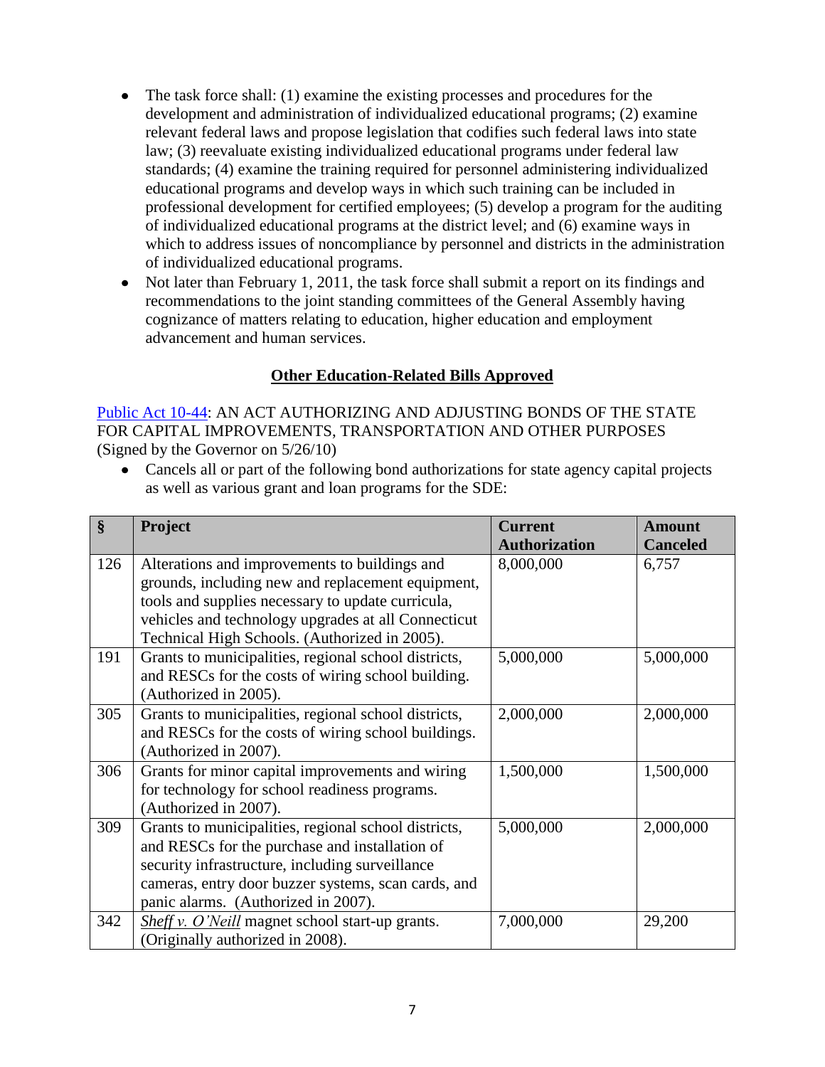- The task force shall: (1) examine the existing processes and procedures for the development and administration of individualized educational programs; (2) examine relevant federal laws and propose legislation that codifies such federal laws into state law; (3) reevaluate existing individualized educational programs under federal law standards; (4) examine the training required for personnel administering individualized educational programs and develop ways in which such training can be included in professional development for certified employees; (5) develop a program for the auditing of individualized educational programs at the district level; and (6) examine ways in which to address issues of noncompliance by personnel and districts in the administration of individualized educational programs.
- Not later than February 1, 2011, the task force shall submit a report on its findings and recommendations to the joint standing committees of the General Assembly having cognizance of matters relating to education, higher education and employment advancement and human services.

## Other Education-Related Bills Approved

Public Act 10-44: AN ACT AUTHORIZING AND ADJUSTING BONDS OF THE STATE FOR CAPITAL IMPROVEMENTS, TRANSPORTATION AND OTHER PURPOSES (Signed by the Governor on 5/26/10)

- Cancels all or part of the following bond authorizations for state agency capital projects as well as various grant and loan programs for the SDE:

| § | Project | Current Authorization | Amount Canceled |
|---|---|---|---|
| 126 | Alterations and improvements to buildings and grounds, including new and replacement equipment, tools and supplies necessary to update curricula, vehicles and technology upgrades at all Connecticut Technical High Schools. (Authorized in 2005). | 8,000,000 | 6,757 |
| 191 | Grants to municipalities, regional school districts, and RESCs for the costs of wiring school building. (Authorized in 2005). | 5,000,000 | 5,000,000 |
| 305 | Grants to municipalities, regional school districts, and RESCs for the costs of wiring school buildings. (Authorized in 2007). | 2,000,000 | 2,000,000 |
| 306 | Grants for minor capital improvements and wiring for technology for school readiness programs. (Authorized in 2007). | 1,500,000 | 1,500,000 |
| 309 | Grants to municipalities, regional school districts, and RESCs for the purchase and installation of security infrastructure, including surveillance cameras, entry door buzzer systems, scan cards, and panic alarms. (Authorized in 2007). | 5,000,000 | 2,000,000 |
| 342 | *Sheff v. O'Neill* magnet school start-up grants. (Originally authorized in 2008). | 7,000,000 | 29,200 |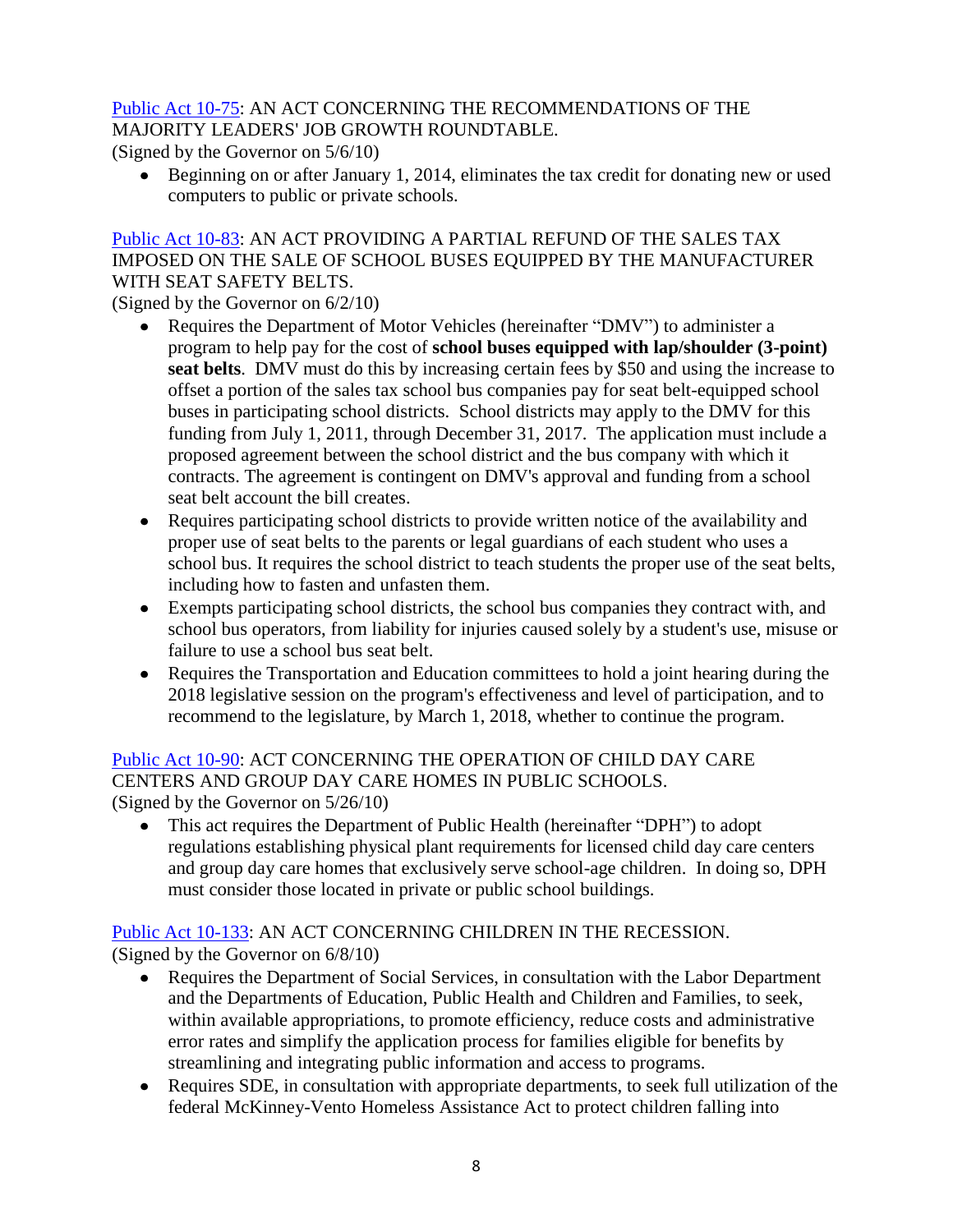Public Act 10-75: AN ACT CONCERNING THE RECOMMENDATIONS OF THE MAJORITY LEADERS' JOB GROWTH ROUNDTABLE.
(Signed by the Governor on 5/6/10)

- Beginning on or after January 1, 2014, eliminates the tax credit for donating new or used computers to public or private schools.

Public Act 10-83: AN ACT PROVIDING A PARTIAL REFUND OF THE SALES TAX IMPOSED ON THE SALE OF SCHOOL BUSES EQUIPPED BY THE MANUFACTURER WITH SEAT SAFETY BELTS.
(Signed by the Governor on 6/2/10)

- Requires the Department of Motor Vehicles (hereinafter "DMV") to administer a program to help pay for the cost of **school buses equipped with lap/shoulder (3-point) seat belts**. DMV must do this by increasing certain fees by $50 and using the increase to offset a portion of the sales tax school bus companies pay for seat belt-equipped school buses in participating school districts. School districts may apply to the DMV for this funding from July 1, 2011, through December 31, 2017. The application must include a proposed agreement between the school district and the bus company with which it contracts. The agreement is contingent on DMV's approval and funding from a school seat belt account the bill creates.
- Requires participating school districts to provide written notice of the availability and proper use of seat belts to the parents or legal guardians of each student who uses a school bus. It requires the school district to teach students the proper use of the seat belts, including how to fasten and unfasten them.
- Exempts participating school districts, the school bus companies they contract with, and school bus operators, from liability for injuries caused solely by a student's use, misuse or failure to use a school bus seat belt.
- Requires the Transportation and Education committees to hold a joint hearing during the 2018 legislative session on the program's effectiveness and level of participation, and to recommend to the legislature, by March 1, 2018, whether to continue the program.

Public Act 10-90: ACT CONCERNING THE OPERATION OF CHILD DAY CARE CENTERS AND GROUP DAY CARE HOMES IN PUBLIC SCHOOLS.
(Signed by the Governor on 5/26/10)

- This act requires the Department of Public Health (hereinafter "DPH") to adopt regulations establishing physical plant requirements for licensed child day care centers and group day care homes that exclusively serve school-age children. In doing so, DPH must consider those located in private or public school buildings.

Public Act 10-133: AN ACT CONCERNING CHILDREN IN THE RECESSION.
(Signed by the Governor on 6/8/10)

- Requires the Department of Social Services, in consultation with the Labor Department and the Departments of Education, Public Health and Children and Families, to seek, within available appropriations, to promote efficiency, reduce costs and administrative error rates and simplify the application process for families eligible for benefits by streamlining and integrating public information and access to programs.
- Requires SDE, in consultation with appropriate departments, to seek full utilization of the federal McKinney-Vento Homeless Assistance Act to protect children falling into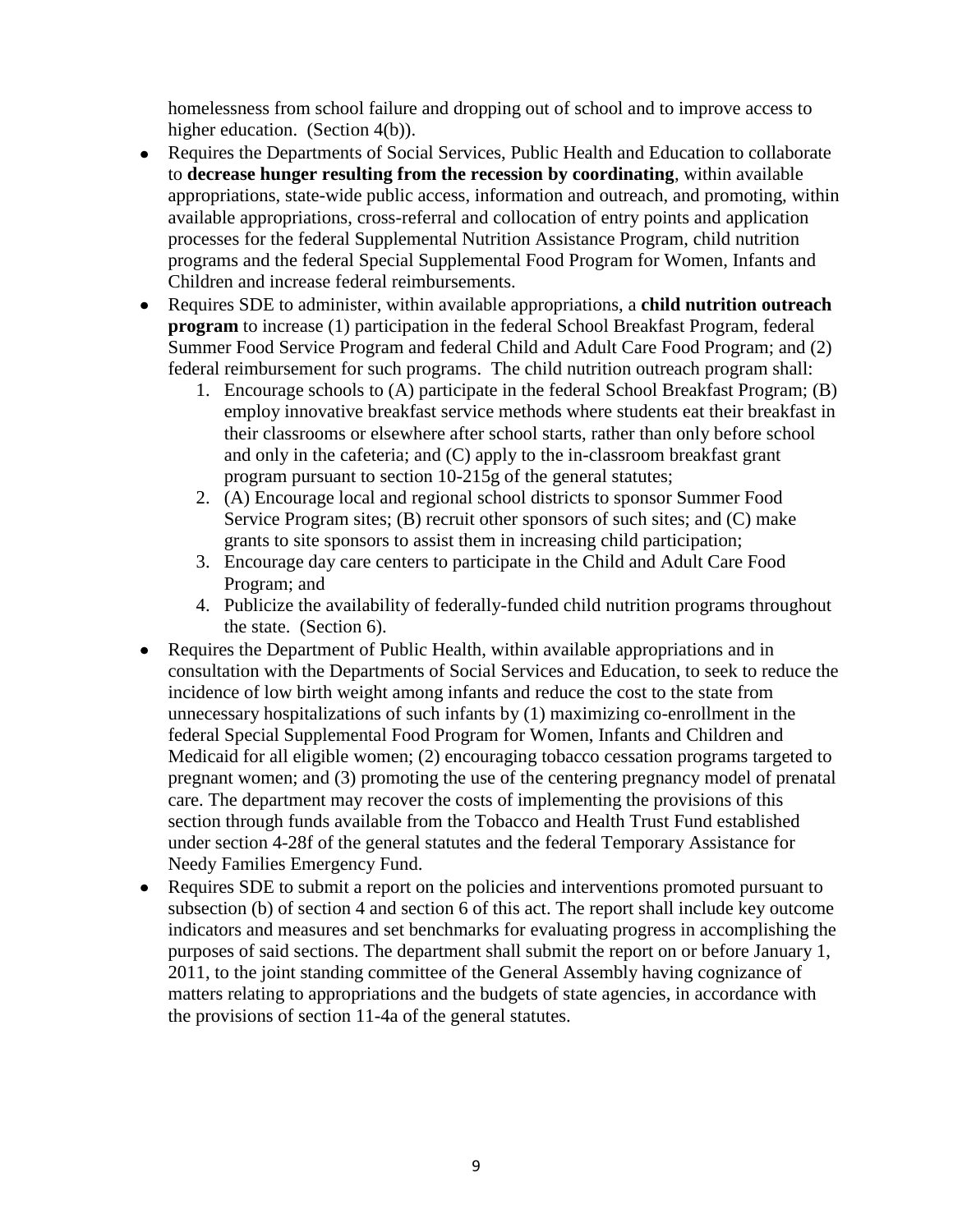homelessness from school failure and dropping out of school and to improve access to higher education. (Section 4(b)).

- Requires the Departments of Social Services, Public Health and Education to collaborate to **decrease hunger resulting from the recession by coordinating**, within available appropriations, state-wide public access, information and outreach, and promoting, within available appropriations, cross-referral and collocation of entry points and application processes for the federal Supplemental Nutrition Assistance Program, child nutrition programs and the federal Special Supplemental Food Program for Women, Infants and Children and increase federal reimbursements.
- Requires SDE to administer, within available appropriations, a **child nutrition outreach program** to increase (1) participation in the federal School Breakfast Program, federal Summer Food Service Program and federal Child and Adult Care Food Program; and (2) federal reimbursement for such programs. The child nutrition outreach program shall:
    1. Encourage schools to (A) participate in the federal School Breakfast Program; (B) employ innovative breakfast service methods where students eat their breakfast in their classrooms or elsewhere after school starts, rather than only before school and only in the cafeteria; and (C) apply to the in-classroom breakfast grant program pursuant to section 10-215g of the general statutes;
    2. (A) Encourage local and regional school districts to sponsor Summer Food Service Program sites; (B) recruit other sponsors of such sites; and (C) make grants to site sponsors to assist them in increasing child participation;
    3. Encourage day care centers to participate in the Child and Adult Care Food Program; and
    4. Publicize the availability of federally-funded child nutrition programs throughout the state. (Section 6).
- Requires the Department of Public Health, within available appropriations and in consultation with the Departments of Social Services and Education, to seek to reduce the incidence of low birth weight among infants and reduce the cost to the state from unnecessary hospitalizations of such infants by (1) maximizing co-enrollment in the federal Special Supplemental Food Program for Women, Infants and Children and Medicaid for all eligible women; (2) encouraging tobacco cessation programs targeted to pregnant women; and (3) promoting the use of the centering pregnancy model of prenatal care. The department may recover the costs of implementing the provisions of this section through funds available from the Tobacco and Health Trust Fund established under section 4-28f of the general statutes and the federal Temporary Assistance for Needy Families Emergency Fund.
- Requires SDE to submit a report on the policies and interventions promoted pursuant to subsection (b) of section 4 and section 6 of this act. The report shall include key outcome indicators and measures and set benchmarks for evaluating progress in accomplishing the purposes of said sections. The department shall submit the report on or before January 1, 2011, to the joint standing committee of the General Assembly having cognizance of matters relating to appropriations and the budgets of state agencies, in accordance with the provisions of section 11-4a of the general statutes.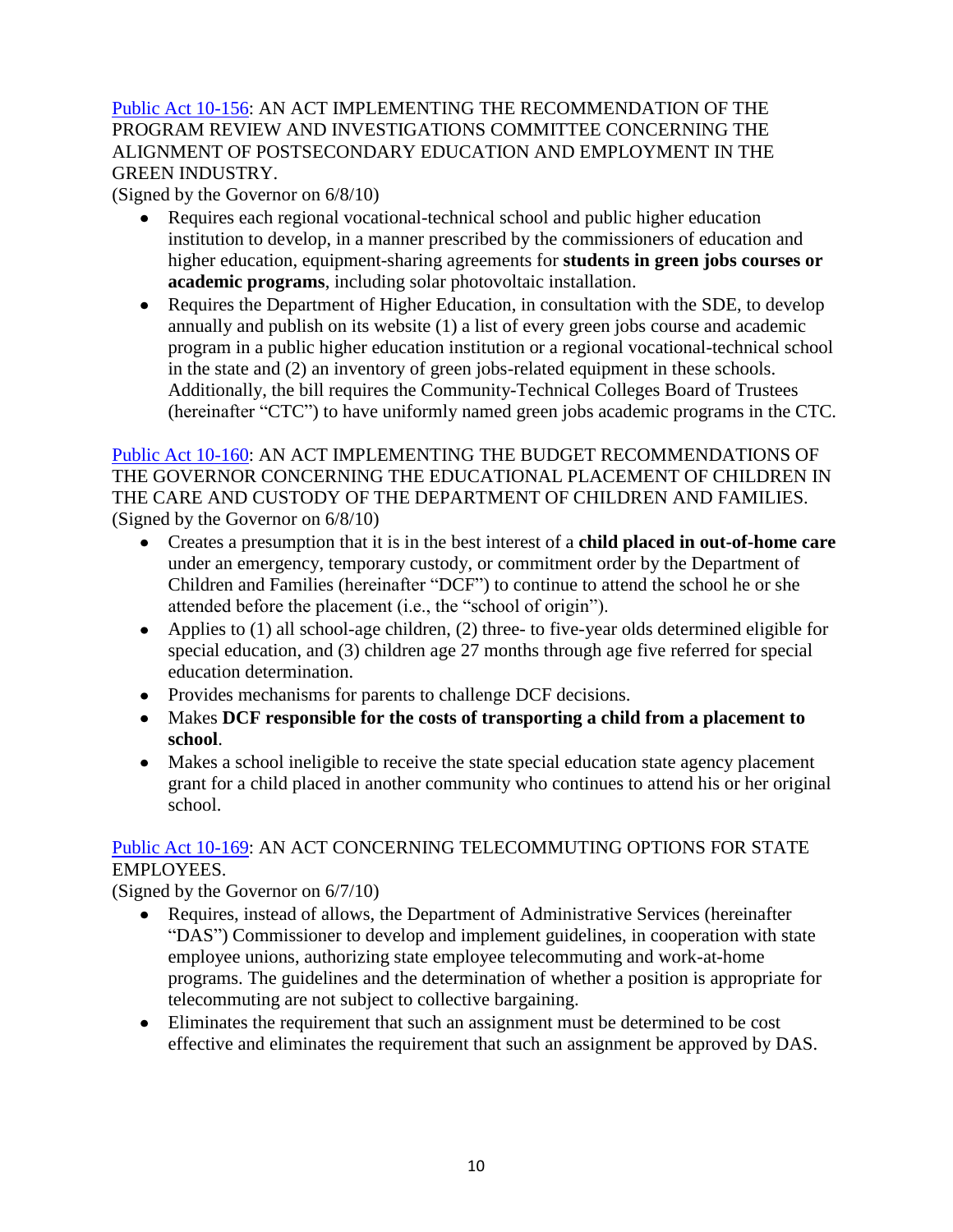Public Act 10-156: AN ACT IMPLEMENTING THE RECOMMENDATION OF THE PROGRAM REVIEW AND INVESTIGATIONS COMMITTEE CONCERNING THE ALIGNMENT OF POSTSECONDARY EDUCATION AND EMPLOYMENT IN THE GREEN INDUSTRY.
(Signed by the Governor on 6/8/10)

- Requires each regional vocational-technical school and public higher education institution to develop, in a manner prescribed by the commissioners of education and higher education, equipment-sharing agreements for **students in green jobs courses or academic programs**, including solar photovoltaic installation.
- Requires the Department of Higher Education, in consultation with the SDE, to develop annually and publish on its website (1) a list of every green jobs course and academic program in a public higher education institution or a regional vocational-technical school in the state and (2) an inventory of green jobs-related equipment in these schools. Additionally, the bill requires the Community-Technical Colleges Board of Trustees (hereinafter "CTC") to have uniformly named green jobs academic programs in the CTC.

Public Act 10-160: AN ACT IMPLEMENTING THE BUDGET RECOMMENDATIONS OF THE GOVERNOR CONCERNING THE EDUCATIONAL PLACEMENT OF CHILDREN IN THE CARE AND CUSTODY OF THE DEPARTMENT OF CHILDREN AND FAMILIES.
(Signed by the Governor on 6/8/10)

- Creates a presumption that it is in the best interest of a **child placed in out-of-home care** under an emergency, temporary custody, or commitment order by the Department of Children and Families (hereinafter "DCF") to continue to attend the school he or she attended before the placement (i.e., the "school of origin").
- Applies to (1) all school-age children, (2) three- to five-year olds determined eligible for special education, and (3) children age 27 months through age five referred for special education determination.
- Provides mechanisms for parents to challenge DCF decisions.
- Makes **DCF responsible for the costs of transporting a child from a placement to school**.
- Makes a school ineligible to receive the state special education state agency placement grant for a child placed in another community who continues to attend his or her original school.

Public Act 10-169: AN ACT CONCERNING TELECOMMUTING OPTIONS FOR STATE EMPLOYEES.
(Signed by the Governor on 6/7/10)

- Requires, instead of allows, the Department of Administrative Services (hereinafter "DAS") Commissioner to develop and implement guidelines, in cooperation with state employee unions, authorizing state employee telecommuting and work-at-home programs. The guidelines and the determination of whether a position is appropriate for telecommuting are not subject to collective bargaining.
- Eliminates the requirement that such an assignment must be determined to be cost effective and eliminates the requirement that such an assignment be approved by DAS.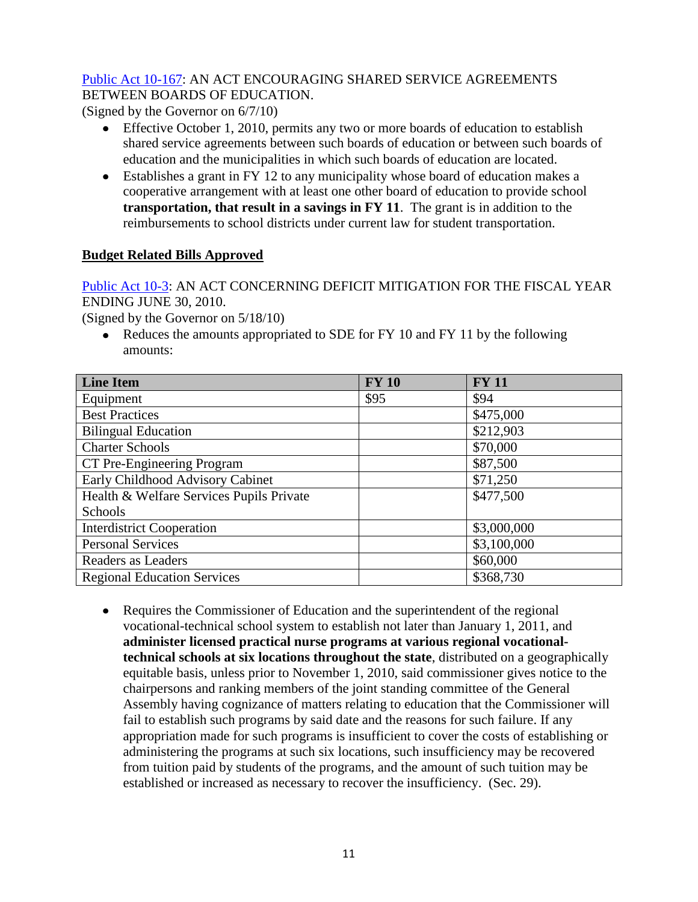[Public Act 10-167](): AN ACT ENCOURAGING SHARED SERVICE AGREEMENTS BETWEEN BOARDS OF EDUCATION.
(Signed by the Governor on 6/7/10)

- Effective October 1, 2010, permits any two or more boards of education to establish shared service agreements between such boards of education or between such boards of education and the municipalities in which such boards of education are located.
- Establishes a grant in FY 12 to any municipality whose board of education makes a cooperative arrangement with at least one other board of education to provide school **transportation, that result in a savings in FY 11**. The grant is in addition to the reimbursements to school districts under current law for student transportation.

**Budget Related Bills Approved**

[Public Act 10-3](): AN ACT CONCERNING DEFICIT MITIGATION FOR THE FISCAL YEAR ENDING JUNE 30, 2010.
(Signed by the Governor on 5/18/10)

- Reduces the amounts appropriated to SDE for FY 10 and FY 11 by the following amounts:

| Line Item | FY 10 | FY 11 |
|---|---|---|
| Equipment | $95 | $94 |
| Best Practices | | $475,000 |
| Bilingual Education | | $212,903 |
| Charter Schools | | $70,000 |
| CT Pre-Engineering Program | | $87,500 |
| Early Childhood Advisory Cabinet | | $71,250 |
| Health & Welfare Services Pupils Private Schools | | $477,500 |
| Interdistrict Cooperation | | $3,000,000 |
| Personal Services | | $3,100,000 |
| Readers as Leaders | | $60,000 |
| Regional Education Services | | $368,730 |

- Requires the Commissioner of Education and the superintendent of the regional vocational-technical school system to establish not later than January 1, 2011, and **administer licensed practical nurse programs at various regional vocational-technical schools at six locations throughout the state**, distributed on a geographically equitable basis, unless prior to November 1, 2010, said commissioner gives notice to the chairpersons and ranking members of the joint standing committee of the General Assembly having cognizance of matters relating to education that the Commissioner will fail to establish such programs by said date and the reasons for such failure. If any appropriation made for such programs is insufficient to cover the costs of establishing or administering the programs at such six locations, such insufficiency may be recovered from tuition paid by students of the programs, and the amount of such tuition may be established or increased as necessary to recover the insufficiency. (Sec. 29).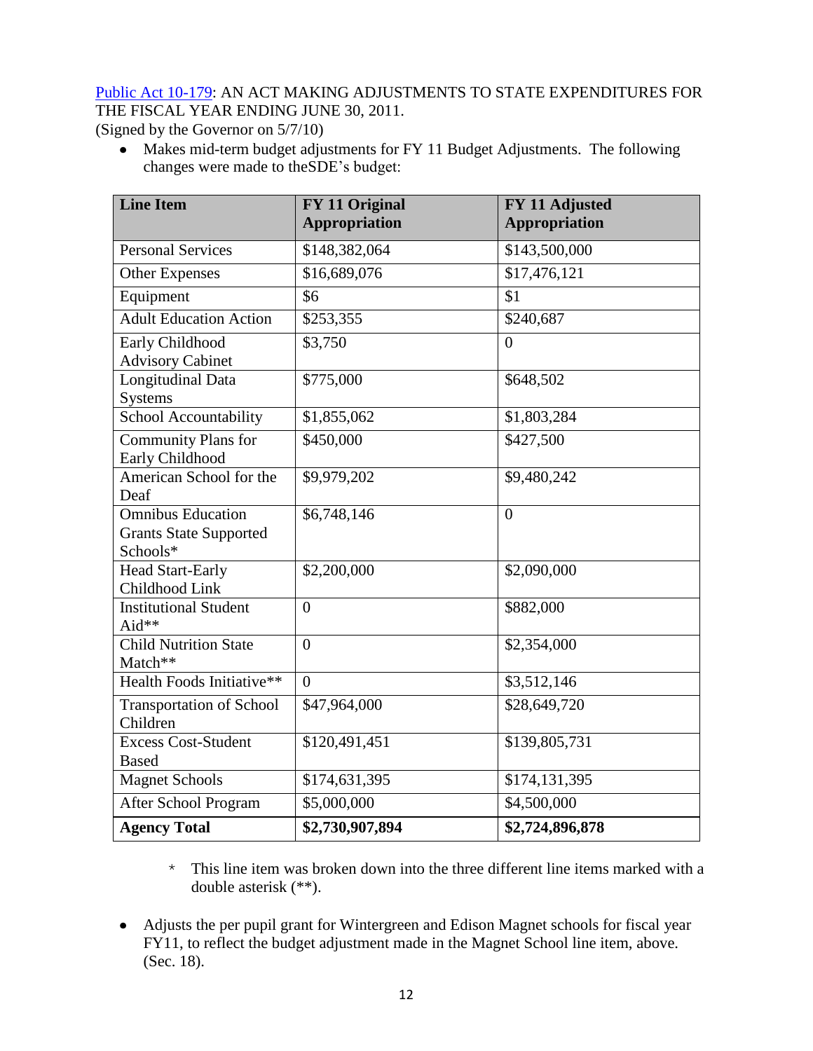Public Act 10-179: AN ACT MAKING ADJUSTMENTS TO STATE EXPENDITURES FOR THE FISCAL YEAR ENDING JUNE 30, 2011.
(Signed by the Governor on 5/7/10)

- Makes mid-term budget adjustments for FY 11 Budget Adjustments. The following changes were made to theSDE's budget:

| Line Item | FY 11 Original Appropriation | FY 11 Adjusted Appropriation |
|---|---|---|
| Personal Services | $148,382,064 | $143,500,000 |
| Other Expenses | $16,689,076 | $17,476,121 |
| Equipment | $6 | $1 |
| Adult Education Action | $253,355 | $240,687 |
| Early Childhood Advisory Cabinet | $3,750 | 0 |
| Longitudinal Data Systems | $775,000 | $648,502 |
| School Accountability | $1,855,062 | $1,803,284 |
| Community Plans for Early Childhood | $450,000 | $427,500 |
| American School for the Deaf | $9,979,202 | $9,480,242 |
| Omnibus Education Grants State Supported Schools* | $6,748,146 | 0 |
| Head Start-Early Childhood Link | $2,200,000 | $2,090,000 |
| Institutional Student Aid** | 0 | $882,000 |
| Child Nutrition State Match** | 0 | $2,354,000 |
| Health Foods Initiative** | 0 | $3,512,146 |
| Transportation of School Children | $47,964,000 | $28,649,720 |
| Excess Cost-Student Based | $120,491,451 | $139,805,731 |
| Magnet Schools | $174,631,395 | $174,131,395 |
| After School Program | $5,000,000 | $4,500,000 |
| **Agency Total** | **$2,730,907,894** | **$2,724,896,878** |

* This line item was broken down into the three different line items marked with a double asterisk (**).

- Adjusts the per pupil grant for Wintergreen and Edison Magnet schools for fiscal year FY11, to reflect the budget adjustment made in the Magnet School line item, above. (Sec. 18).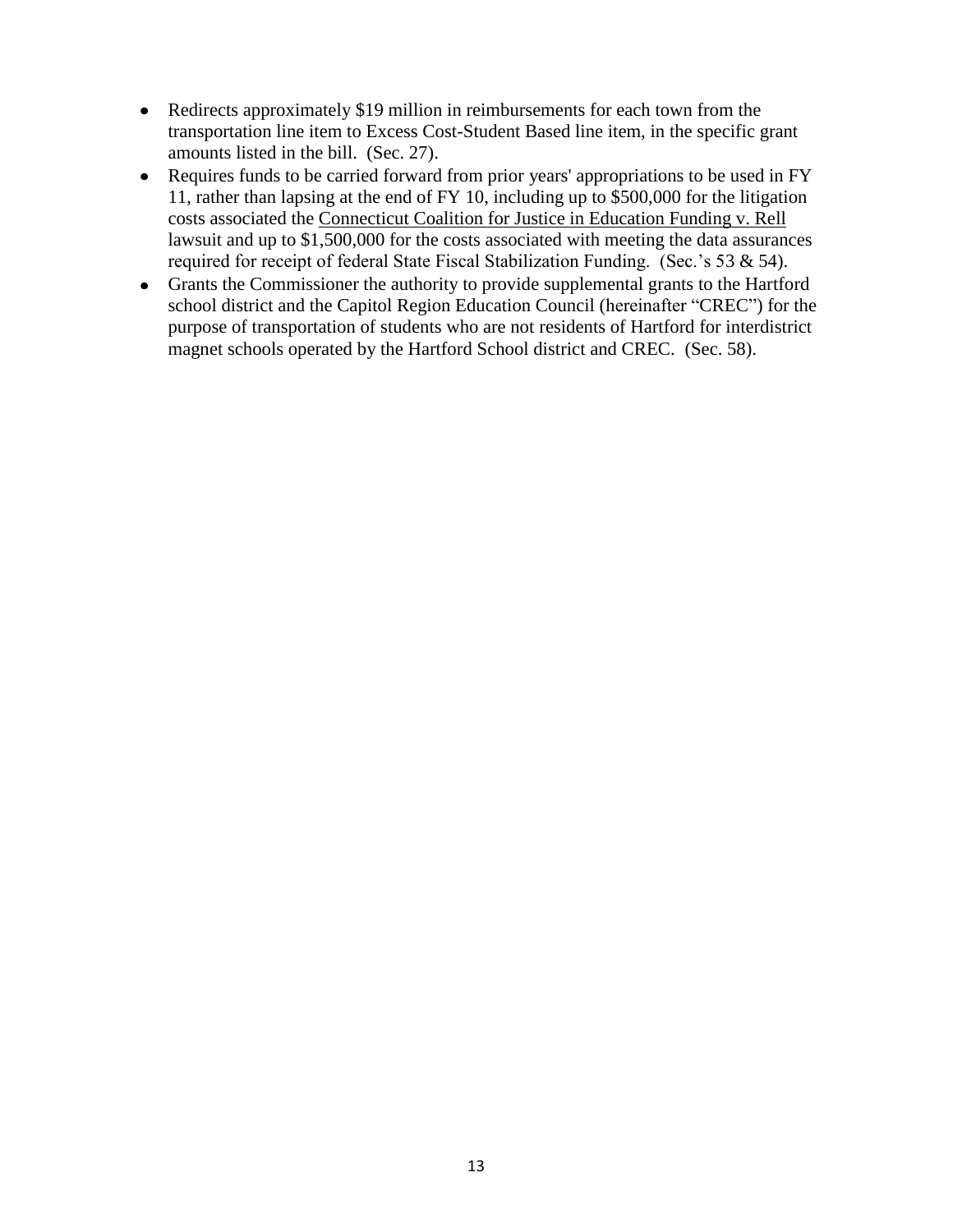- Redirects approximately $19 million in reimbursements for each town from the transportation line item to Excess Cost-Student Based line item, in the specific grant amounts listed in the bill. (Sec. 27).
- Requires funds to be carried forward from prior years' appropriations to be used in FY 11, rather than lapsing at the end of FY 10, including up to $500,000 for the litigation costs associated the <u>Connecticut Coalition for Justice in Education Funding v. Rell</u> lawsuit and up to $1,500,000 for the costs associated with meeting the data assurances required for receipt of federal State Fiscal Stabilization Funding. (Sec.'s 53 & 54).
- Grants the Commissioner the authority to provide supplemental grants to the Hartford school district and the Capitol Region Education Council (hereinafter "CREC") for the purpose of transportation of students who are not residents of Hartford for interdistrict magnet schools operated by the Hartford School district and CREC. (Sec. 58).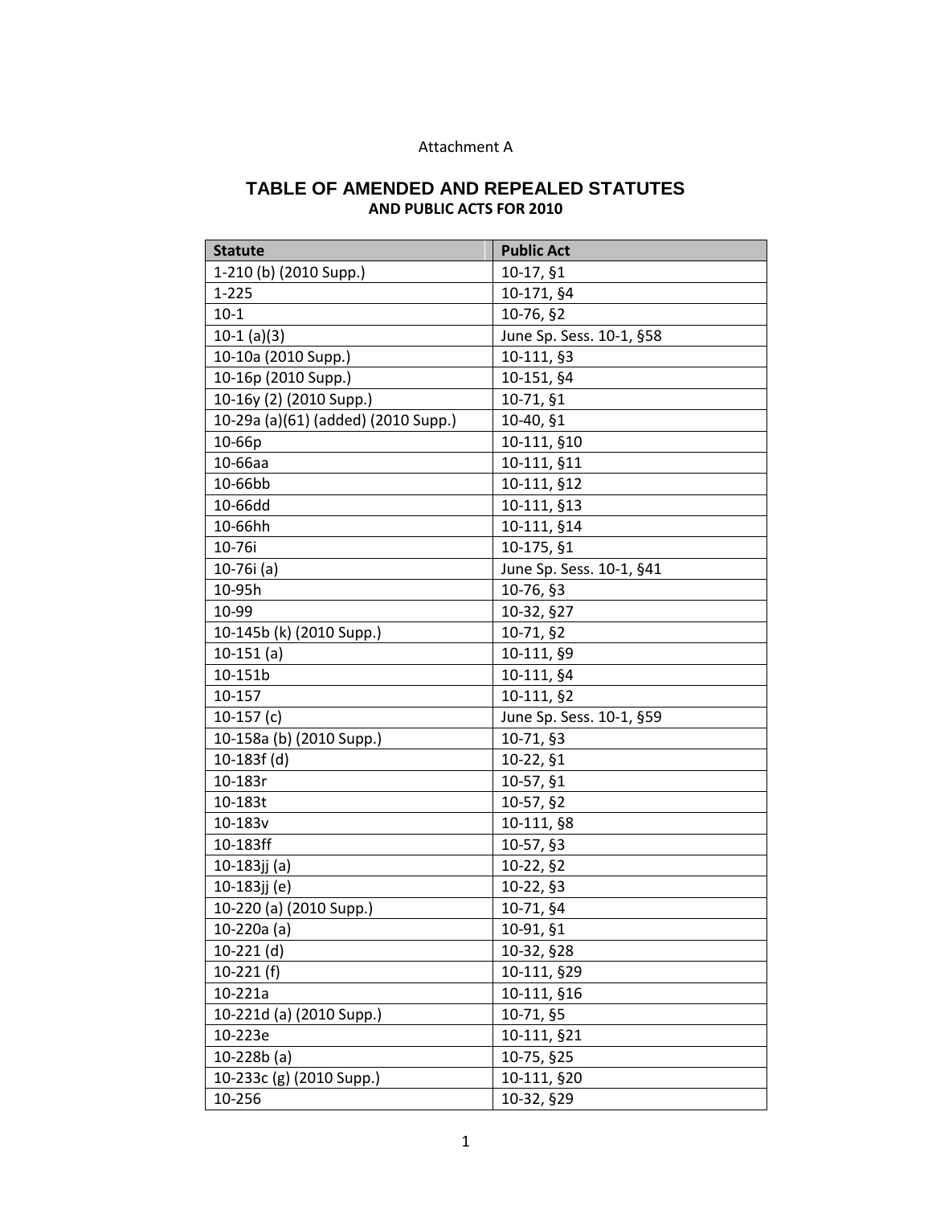Attachment A

## TABLE OF AMENDED AND REPEALED STATUTES
### AND PUBLIC ACTS FOR 2010

| Statute | Public Act |
|---|---|
| 1-210 (b) (2010 Supp.) | 10-17, §1 |
| 1-225 | 10-171, §4 |
| 10-1 | 10-76, §2 |
| 10-1 (a)(3) | June Sp. Sess. 10-1, §58 |
| 10-10a (2010 Supp.) | 10-111, §3 |
| 10-16p (2010 Supp.) | 10-151, §4 |
| 10-16y (2) (2010 Supp.) | 10-71, §1 |
| 10-29a (a)(61) (added) (2010 Supp.) | 10-40, §1 |
| 10-66p | 10-111, §10 |
| 10-66aa | 10-111, §11 |
| 10-66bb | 10-111, §12 |
| 10-66dd | 10-111, §13 |
| 10-66hh | 10-111, §14 |
| 10-76i | 10-175, §1 |
| 10-76i (a) | June Sp. Sess. 10-1, §41 |
| 10-95h | 10-76, §3 |
| 10-99 | 10-32, §27 |
| 10-145b (k) (2010 Supp.) | 10-71, §2 |
| 10-151 (a) | 10-111, §9 |
| 10-151b | 10-111, §4 |
| 10-157 | 10-111, §2 |
| 10-157 (c) | June Sp. Sess. 10-1, §59 |
| 10-158a (b) (2010 Supp.) | 10-71, §3 |
| 10-183f (d) | 10-22, §1 |
| 10-183r | 10-57, §1 |
| 10-183t | 10-57, §2 |
| 10-183v | 10-111, §8 |
| 10-183ff | 10-57, §3 |
| 10-183jj (a) | 10-22, §2 |
| 10-183jj (e) | 10-22, §3 |
| 10-220 (a) (2010 Supp.) | 10-71, §4 |
| 10-220a (a) | 10-91, §1 |
| 10-221 (d) | 10-32, §28 |
| 10-221 (f) | 10-111, §29 |
| 10-221a | 10-111, §16 |
| 10-221d (a) (2010 Supp.) | 10-71, §5 |
| 10-223e | 10-111, §21 |
| 10-228b (a) | 10-75, §25 |
| 10-233c (g) (2010 Supp.) | 10-111, §20 |
| 10-256 | 10-32, §29 |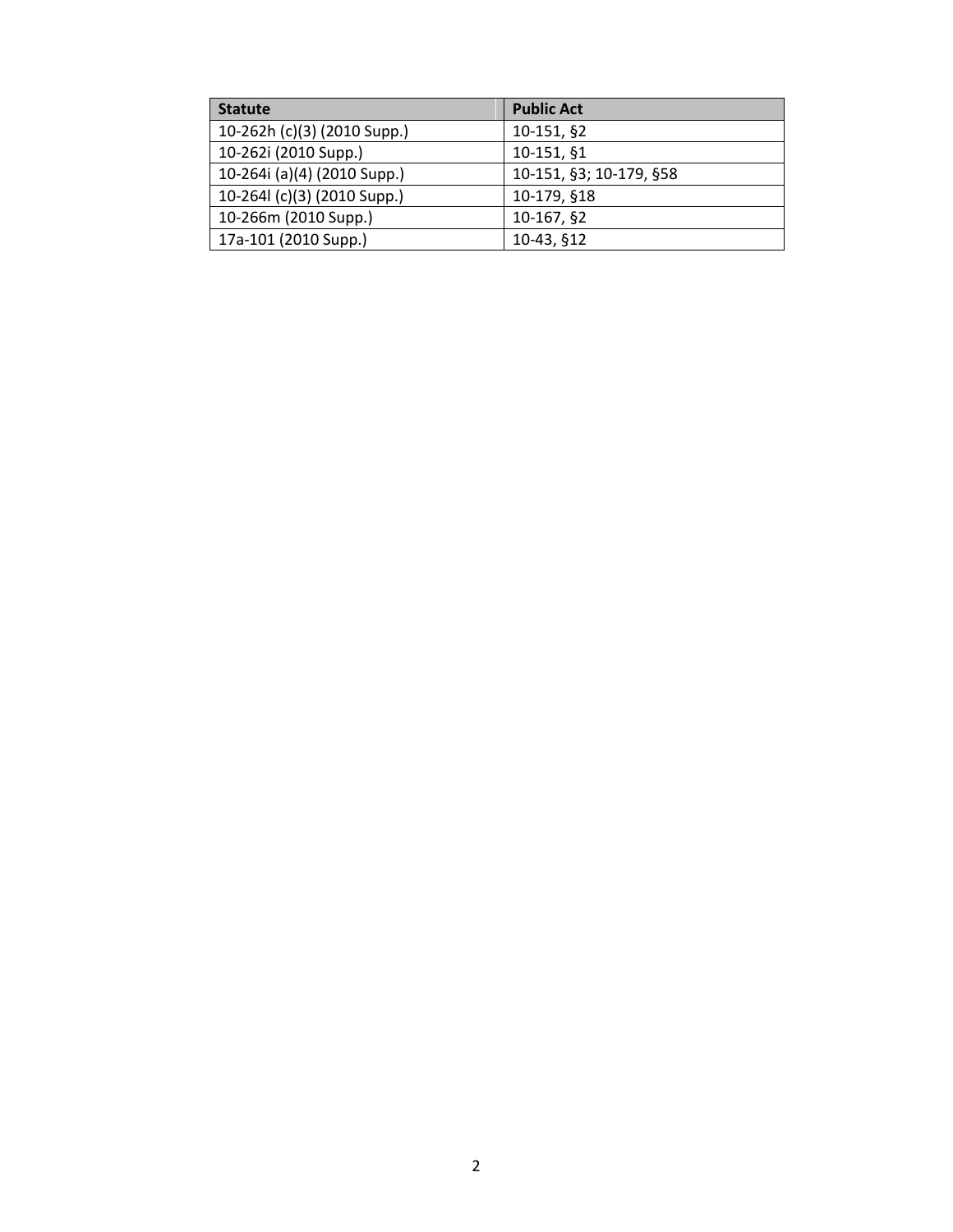| Statute | Public Act |
| --- | --- |
| 10-262h (c)(3) (2010 Supp.) | 10-151, §2 |
| 10-262i (2010 Supp.) | 10-151, §1 |
| 10-264i (a)(4) (2010 Supp.) | 10-151, §3; 10-179, §58 |
| 10-264l (c)(3) (2010 Supp.) | 10-179, §18 |
| 10-266m (2010 Supp.) | 10-167, §2 |
| 17a-101 (2010 Supp.) | 10-43, §12 |